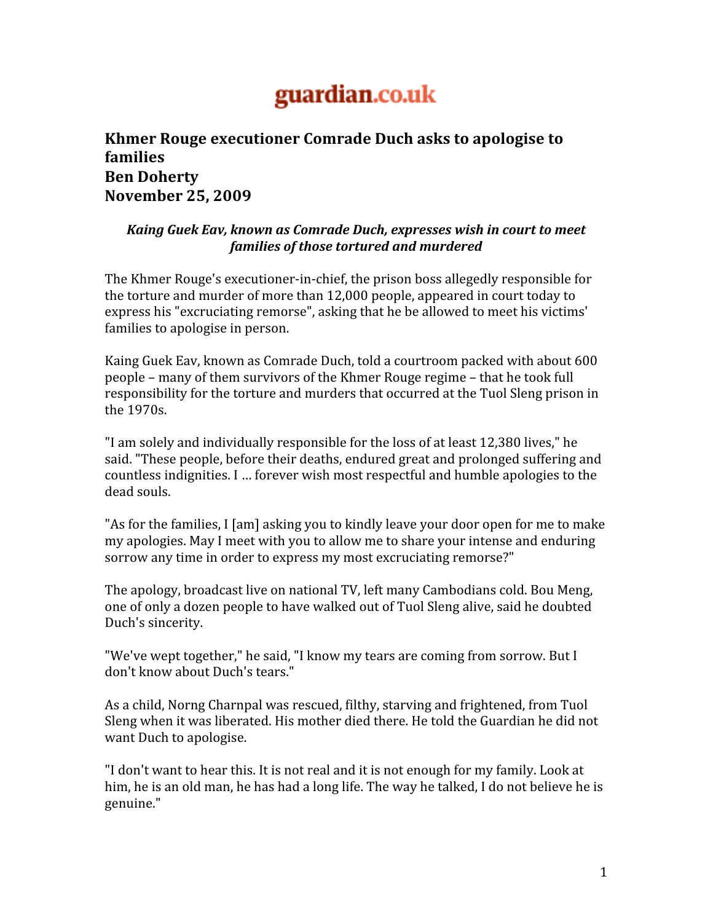guardian.co.uk

# Khmer Rouge executioner Comrade Duch asks to apologise to families

**Ben Doherty**

**November 25, 2009**

***Kaing Guek Eav, known as Comrade Duch, expresses wish in court to meet families of those tortured and murdered***

The Khmer Rouge's executioner-in-chief, the prison boss allegedly responsible for the torture and murder of more than 12,000 people, appeared in court today to express his "excruciating remorse", asking that he be allowed to meet his victims' families to apologise in person.

Kaing Guek Eav, known as Comrade Duch, told a courtroom packed with about 600 people – many of them survivors of the Khmer Rouge regime – that he took full responsibility for the torture and murders that occurred at the Tuol Sleng prison in the 1970s.

"I am solely and individually responsible for the loss of at least 12,380 lives," he said. "These people, before their deaths, endured great and prolonged suffering and countless indignities. I … forever wish most respectful and humble apologies to the dead souls.

"As for the families, I [am] asking you to kindly leave your door open for me to make my apologies. May I meet with you to allow me to share your intense and enduring sorrow any time in order to express my most excruciating remorse?"

The apology, broadcast live on national TV, left many Cambodians cold. Bou Meng, one of only a dozen people to have walked out of Tuol Sleng alive, said he doubted Duch's sincerity.

"We've wept together," he said, "I know my tears are coming from sorrow. But I don't know about Duch's tears."

As a child, Norng Charnpal was rescued, filthy, starving and frightened, from Tuol Sleng when it was liberated. His mother died there. He told the Guardian he did not want Duch to apologise.

"I don't want to hear this. It is not real and it is not enough for my family. Look at him, he is an old man, he has had a long life. The way he talked, I do not believe he is genuine."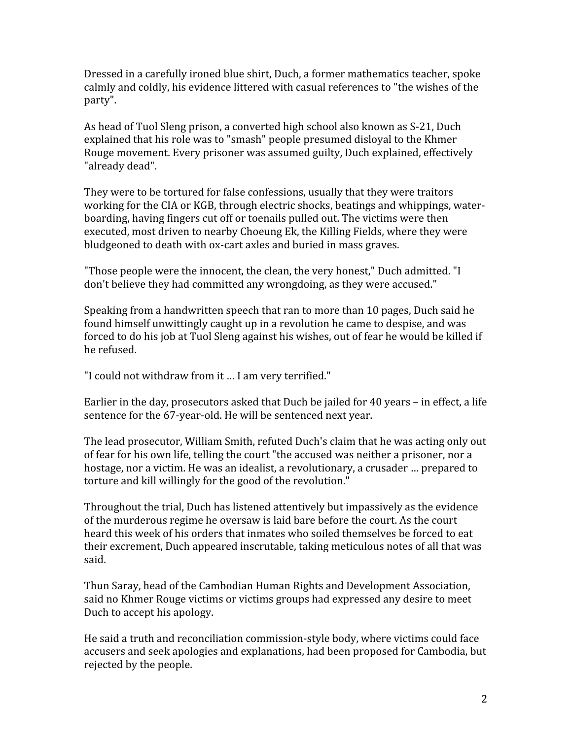Dressed in a carefully ironed blue shirt, Duch, a former mathematics teacher, spoke calmly and coldly, his evidence littered with casual references to "the wishes of the party".

As head of Tuol Sleng prison, a converted high school also known as S-21, Duch explained that his role was to "smash" people presumed disloyal to the Khmer Rouge movement. Every prisoner was assumed guilty, Duch explained, effectively "already dead".

They were to be tortured for false confessions, usually that they were traitors working for the CIA or KGB, through electric shocks, beatings and whippings, water-boarding, having fingers cut off or toenails pulled out. The victims were then executed, most driven to nearby Choeung Ek, the Killing Fields, where they were bludgeoned to death with ox-cart axles and buried in mass graves.

"Those people were the innocent, the clean, the very honest," Duch admitted. "I don't believe they had committed any wrongdoing, as they were accused."

Speaking from a handwritten speech that ran to more than 10 pages, Duch said he found himself unwittingly caught up in a revolution he came to despise, and was forced to do his job at Tuol Sleng against his wishes, out of fear he would be killed if he refused.

"I could not withdraw from it … I am very terrified."

Earlier in the day, prosecutors asked that Duch be jailed for 40 years – in effect, a life sentence for the 67-year-old. He will be sentenced next year.

The lead prosecutor, William Smith, refuted Duch's claim that he was acting only out of fear for his own life, telling the court "the accused was neither a prisoner, nor a hostage, nor a victim. He was an idealist, a revolutionary, a crusader … prepared to torture and kill willingly for the good of the revolution."

Throughout the trial, Duch has listened attentively but impassively as the evidence of the murderous regime he oversaw is laid bare before the court. As the court heard this week of his orders that inmates who soiled themselves be forced to eat their excrement, Duch appeared inscrutable, taking meticulous notes of all that was said.

Thun Saray, head of the Cambodian Human Rights and Development Association, said no Khmer Rouge victims or victims groups had expressed any desire to meet Duch to accept his apology.

He said a truth and reconciliation commission-style body, where victims could face accusers and seek apologies and explanations, had been proposed for Cambodia, but rejected by the people.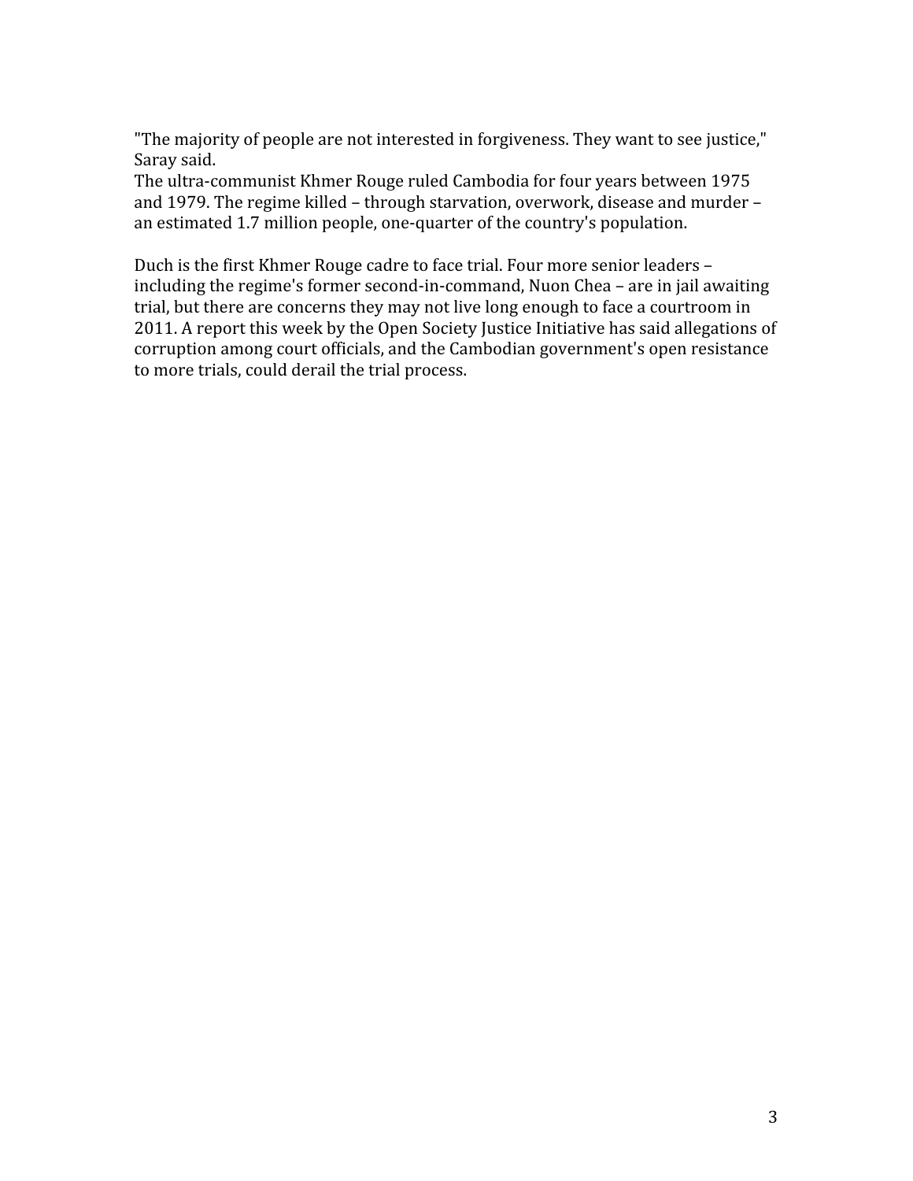"The majority of people are not interested in forgiveness. They want to see justice," Saray said.

The ultra-communist Khmer Rouge ruled Cambodia for four years between 1975 and 1979. The regime killed – through starvation, overwork, disease and murder – an estimated 1.7 million people, one-quarter of the country's population.

Duch is the first Khmer Rouge cadre to face trial. Four more senior leaders – including the regime's former second-in-command, Nuon Chea – are in jail awaiting trial, but there are concerns they may not live long enough to face a courtroom in 2011. A report this week by the Open Society Justice Initiative has said allegations of corruption among court officials, and the Cambodian government's open resistance to more trials, could derail the trial process.